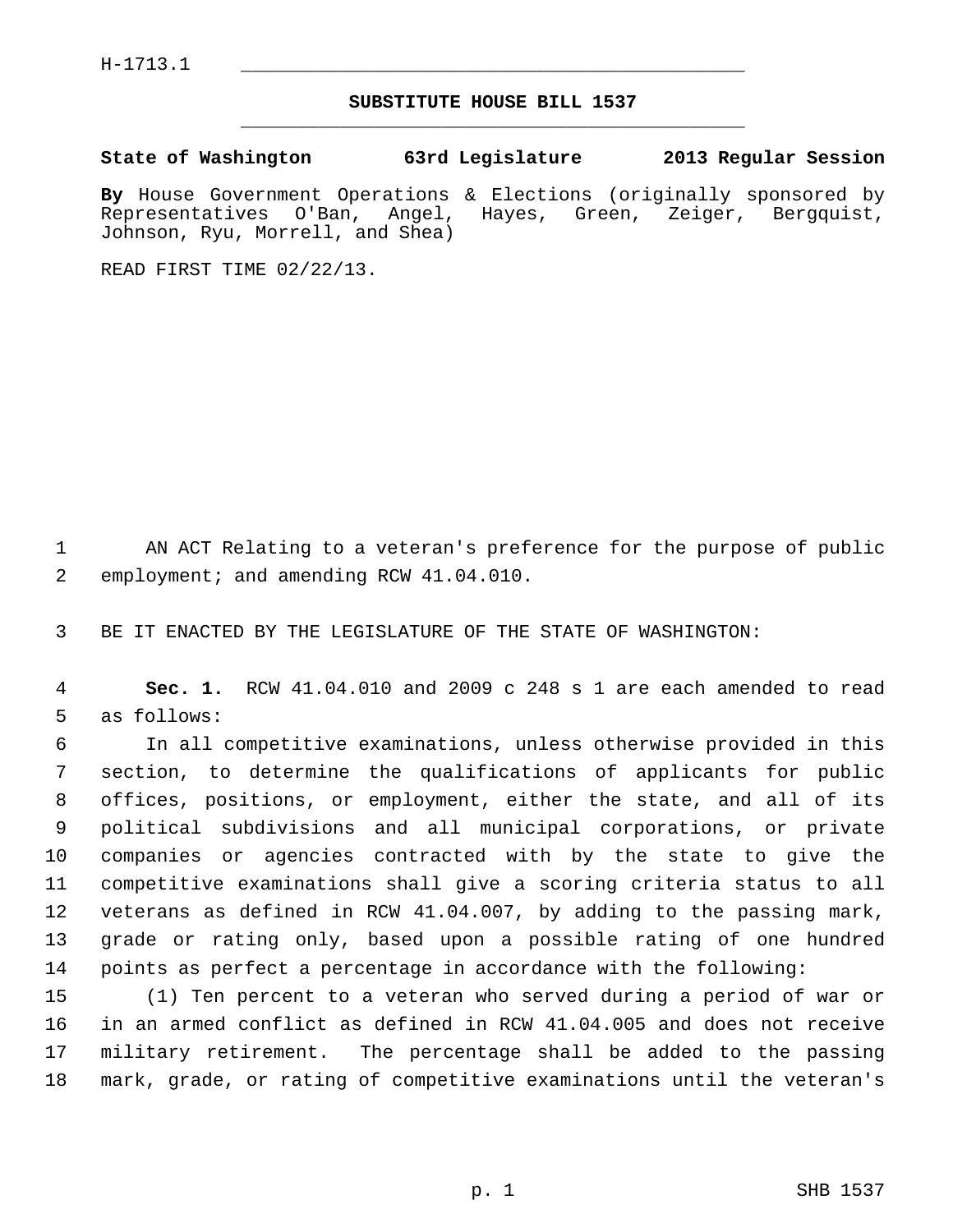H-1713.1

**SUBSTITUTE HOUSE BILL 1537**

**State of Washington 63rd Legislature 2013 Regular Session**

**By** House Government Operations & Elections (originally sponsored by Representatives O'Ban, Angel, Hayes, Green, Zeiger, Bergquist, Johnson, Ryu, Morrell, and Shea)

READ FIRST TIME 02/22/13.

AN ACT Relating to a veteran's preference for the purpose of public employment; and amending RCW 41.04.010.

BE IT ENACTED BY THE LEGISLATURE OF THE STATE OF WASHINGTON:

**Sec. 1.** RCW 41.04.010 and 2009 c 248 s 1 are each amended to read as follows:

In all competitive examinations, unless otherwise provided in this section, to determine the qualifications of applicants for public offices, positions, or employment, either the state, and all of its political subdivisions and all municipal corporations, or private companies or agencies contracted with by the state to give the competitive examinations shall give a scoring criteria status to all veterans as defined in RCW 41.04.007, by adding to the passing mark, grade or rating only, based upon a possible rating of one hundred points as perfect a percentage in accordance with the following:

(1) Ten percent to a veteran who served during a period of war or in an armed conflict as defined in RCW 41.04.005 and does not receive military retirement. The percentage shall be added to the passing mark, grade, or rating of competitive examinations until the veteran's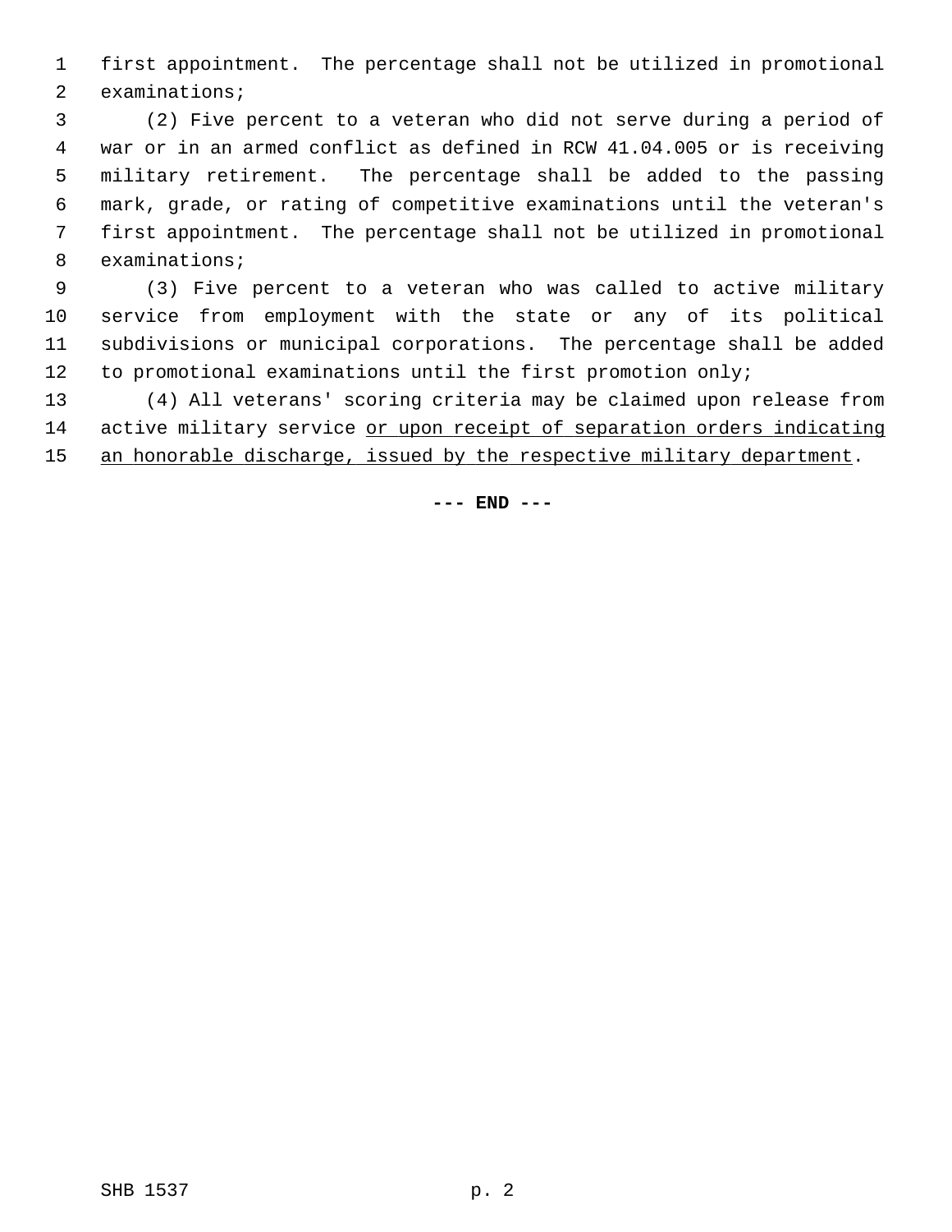first appointment. The percentage shall not be utilized in promotional examinations;

(2) Five percent to a veteran who did not serve during a period of war or in an armed conflict as defined in RCW 41.04.005 or is receiving military retirement. The percentage shall be added to the passing mark, grade, or rating of competitive examinations until the veteran's first appointment. The percentage shall not be utilized in promotional examinations;

(3) Five percent to a veteran who was called to active military service from employment with the state or any of its political subdivisions or municipal corporations. The percentage shall be added to promotional examinations until the first promotion only;

(4) All veterans' scoring criteria may be claimed upon release from active military service <u>or upon receipt of separation orders indicating an honorable discharge, issued by the respective military department</u>.

**--- END ---**